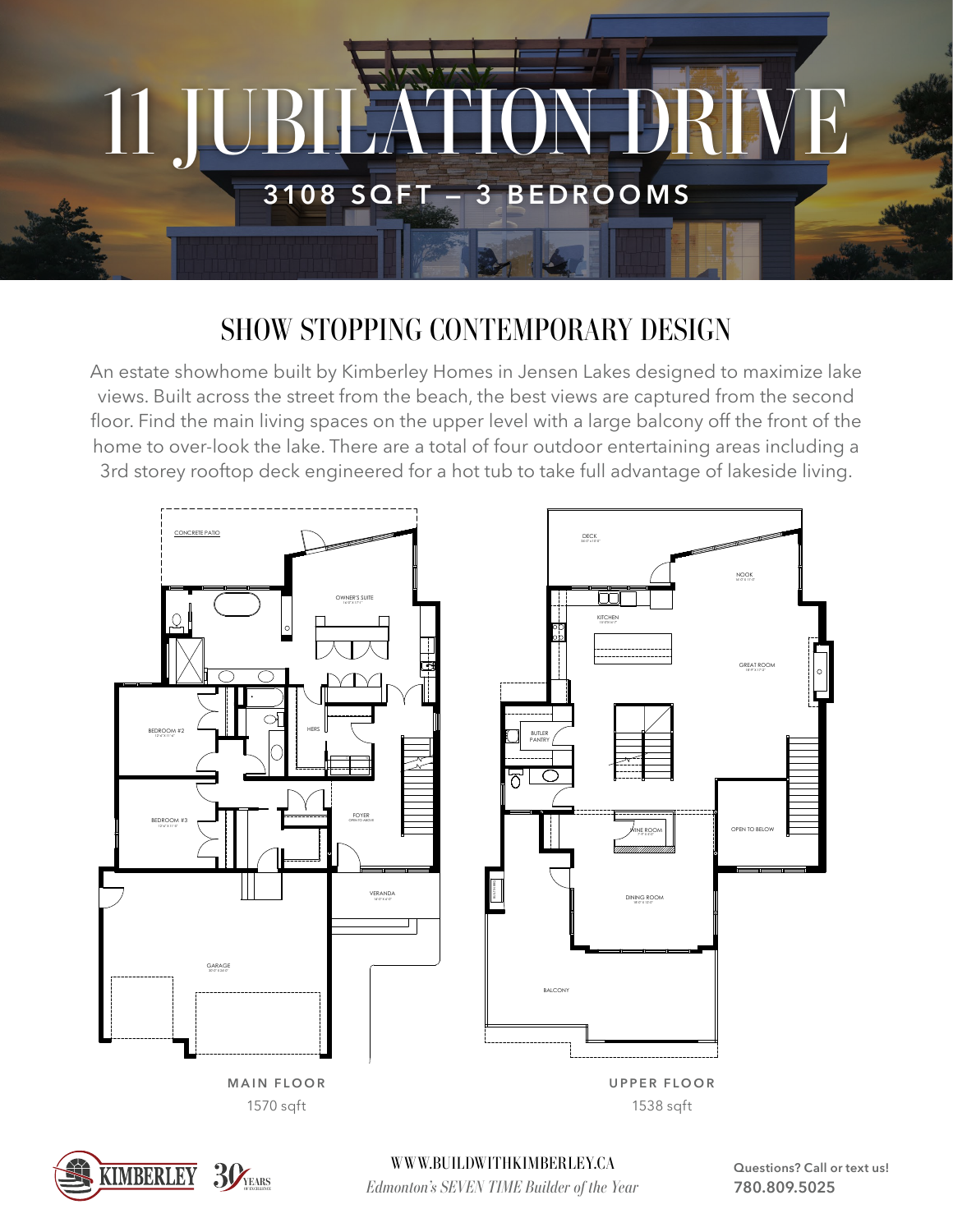# 11 JUBILATION DRIVE

**3108 SQFT – 3 BEDROOMS**

## SHOW STOPPING CONTEMPORARY DESIGN

An estate showhome built by Kimberley Homes in Jensen Lakes designed to maximize lake views. Built across the street from the beach, the best views are captured from the second floor. Find the main living spaces on the upper level with a large balcony off the front of the home to over-look the lake. There are a total of four outdoor entertaining areas including a 3rd storey rooftop deck engineered for a hot tub to take full advantage of lakeside living.

CONCRETE PATIO
OWNER'S SUITE
BEDROOM #2
HERS
BEDROOM #3
FOYER
OPEN TO ABOVE
VERANDA
GARAGE

**MAIN FLOOR**
1570 sqft

DECK
NOOK
KITCHEN
GREAT ROOM
BUTLER PANTRY
WINE ROOM
OPEN TO BELOW
DINING ROOM
BALCONY

**UPPER FLOOR**
1538 sqft

KIMBERLEY 30 YEARS OF EXCELLENCE

WWW.BUILDWITHKIMBERLEY.CA
*Edmonton's SEVEN TIME Builder of the Year*

**Questions? Call or text us!**
**780.809.5025**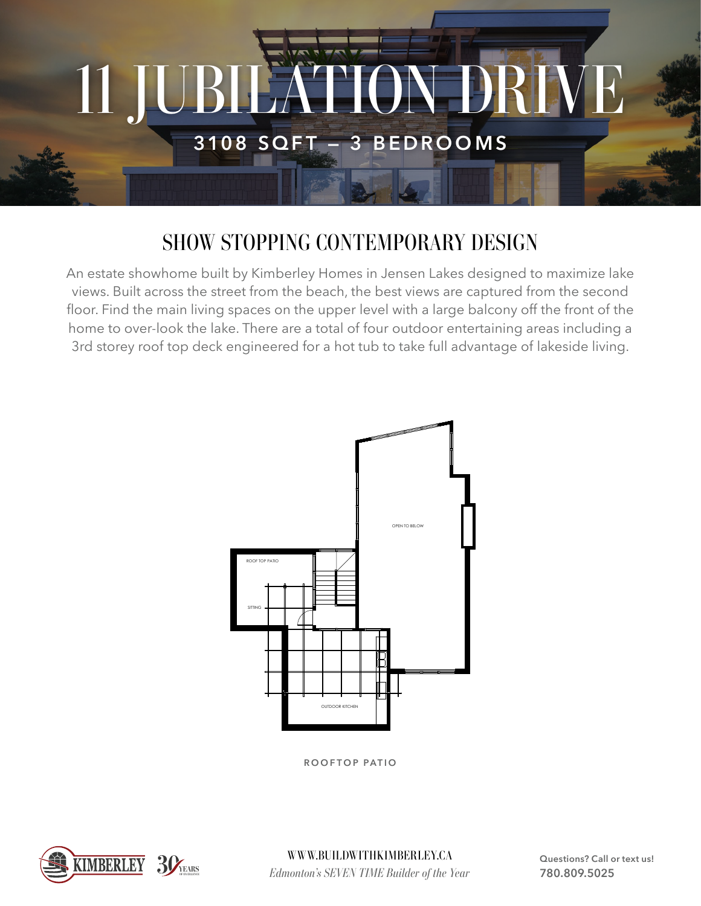# 11 JUBILATION DRIVE

**3108 SQFT – 3 BEDROOMS**

## SHOW STOPPING CONTEMPORARY DESIGN

An estate showhome built by Kimberley Homes in Jensen Lakes designed to maximize lake views. Built across the street from the beach, the best views are captured from the second floor. Find the main living spaces on the upper level with a large balcony off the front of the home to over-look the lake. There are a total of four outdoor entertaining areas including a 3rd storey roof top deck engineered for a hot tub to take full advantage of lakeside living.

OPEN TO BELOW

ROOF TOP PATIO

SITTING

OUTDOOR KITCHEN

ROOFTOP PATIO

KIMBERLEY 30 YEARS OF EXCELLENCE

WWW.BUILDWITHKIMBERLEY.CA

*Edmonton's SEVEN TIME Builder of the Year*

**Questions? Call or text us!**
**780.809.5025**